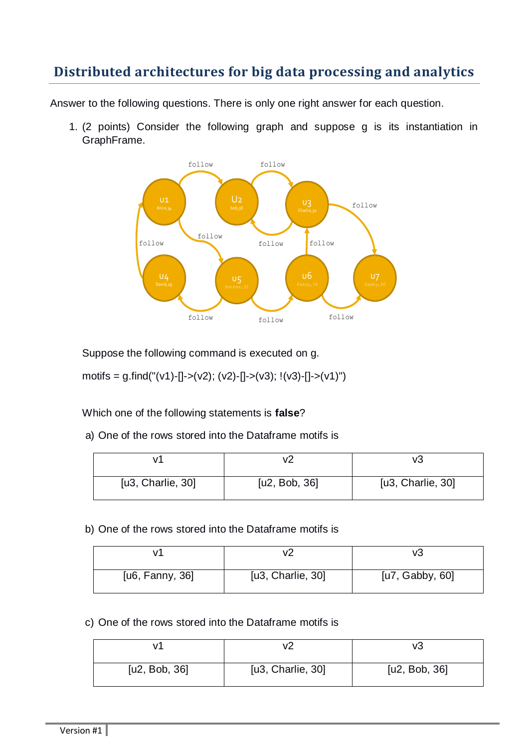## Distributed architectures for big data processing and analytics

Answer to the following questions. There is only one right answer for each question.

1. (2 points) Consider the following graph and suppose g is its instantiation in GraphFrame.

follow
follow
follow
follow
follow
follow
follow
follow
follow
follow

U1
Alice,34

U2
bob,36

U3
Charlie,30

U4
David,29

U5
Esther,32

U6
Fanny,36

U7
Gabby,60

Suppose the following command is executed on g.

motifs = g.find("(v1)-[]->(v2); (v2)-[]->(v3); !(v3)-[]->(v1)")

Which one of the following statements is **false**?

a) One of the rows stored into the Dataframe motifs is

| v1 | v2 | v3 |
|---|---|---|
| [u3, Charlie, 30] | [u2, Bob, 36] | [u3, Charlie, 30] |

b) One of the rows stored into the Dataframe motifs is

| v1 | v2 | v3 |
|---|---|---|
| [u6, Fanny, 36] | [u3, Charlie, 30] | [u7, Gabby, 60] |

c) One of the rows stored into the Dataframe motifs is

| v1 | v2 | v3 |
|---|---|---|
| [u2, Bob, 36] | [u3, Charlie, 30] | [u2, Bob, 36] |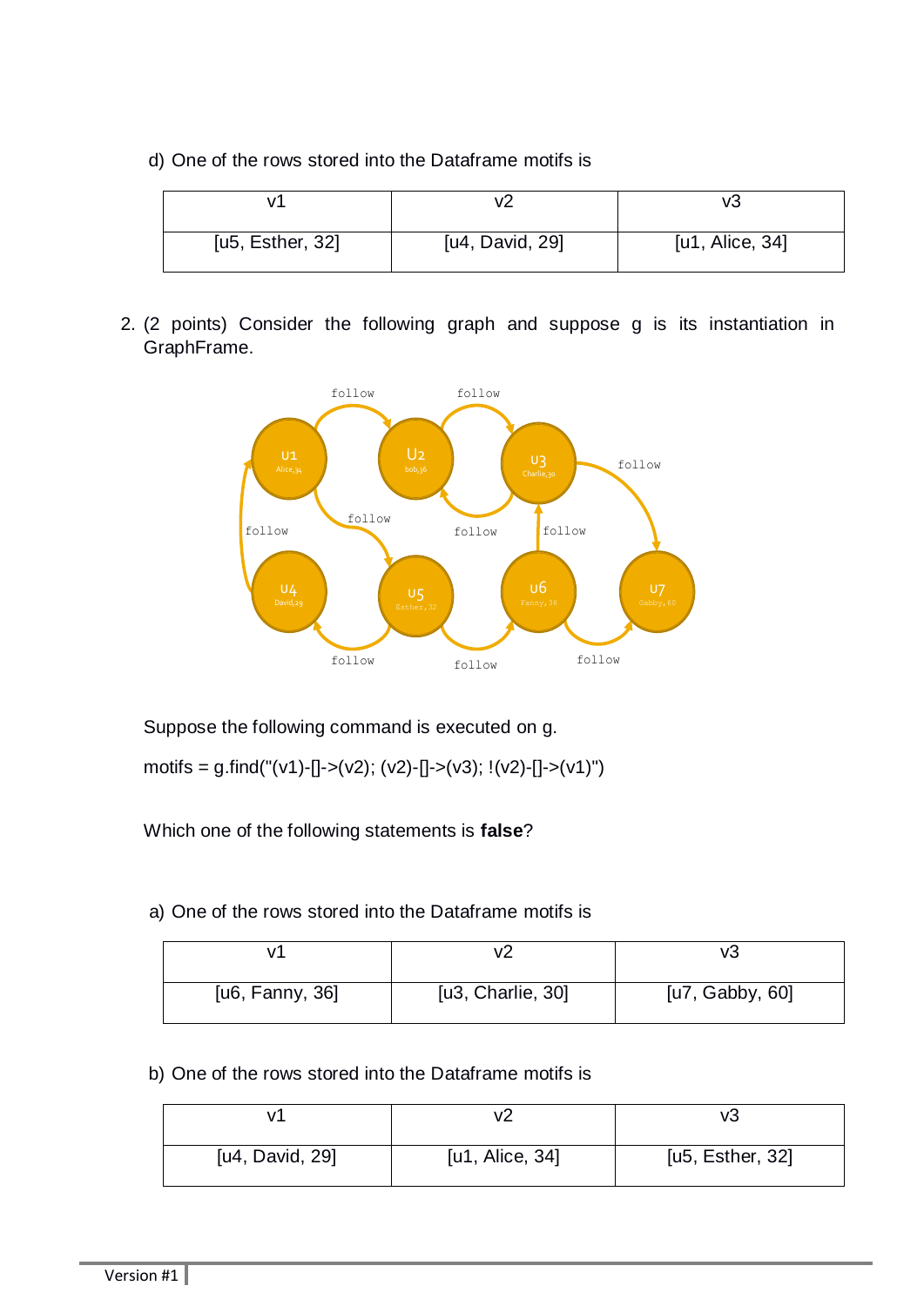d) One of the rows stored into the Dataframe motifs is

| v1 | v2 | v3 |
|---|---|---|
| [u5, Esther, 32] | [u4, David, 29] | [u1, Alice, 34] |

2. (2 points) Consider the following graph and suppose g is its instantiation in GraphFrame.

follow
follow
follow
U1 Alice,34
U2 bob,36
U3 Charlie,30
follow
follow
follow
follow
U4 David,29
U5 Esther,32
U6 Fanny,36
U7 Gabby,60
follow
follow
follow

Suppose the following command is executed on g.

motifs = g.find("(v1)-[]->(v2); (v2)-[]->(v3); !(v2)-[]->(v1)")

Which one of the following statements is **false**?

a) One of the rows stored into the Dataframe motifs is

| v1 | v2 | v3 |
|---|---|---|
| [u6, Fanny, 36] | [u3, Charlie, 30] | [u7, Gabby, 60] |

b) One of the rows stored into the Dataframe motifs is

| v1 | v2 | v3 |
|---|---|---|
| [u4, David, 29] | [u1, Alice, 34] | [u5, Esther, 32] |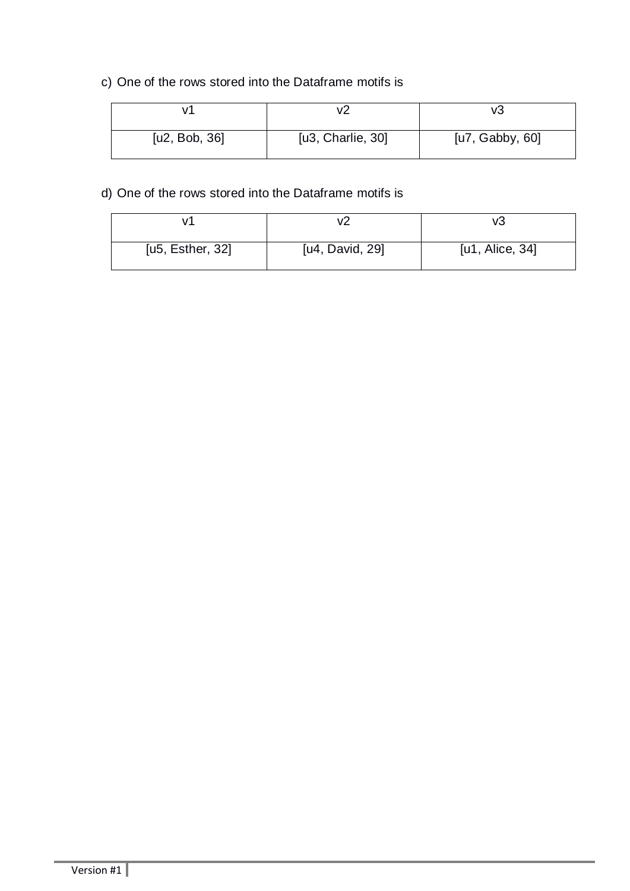c) One of the rows stored into the Dataframe motifs is

| v1 | v2 | v3 |
|---|---|---|
| [u2, Bob, 36] | [u3, Charlie, 30] | [u7, Gabby, 60] |

d) One of the rows stored into the Dataframe motifs is

| v1 | v2 | v3 |
|---|---|---|
| [u5, Esther, 32] | [u4, David, 29] | [u1, Alice, 34] |